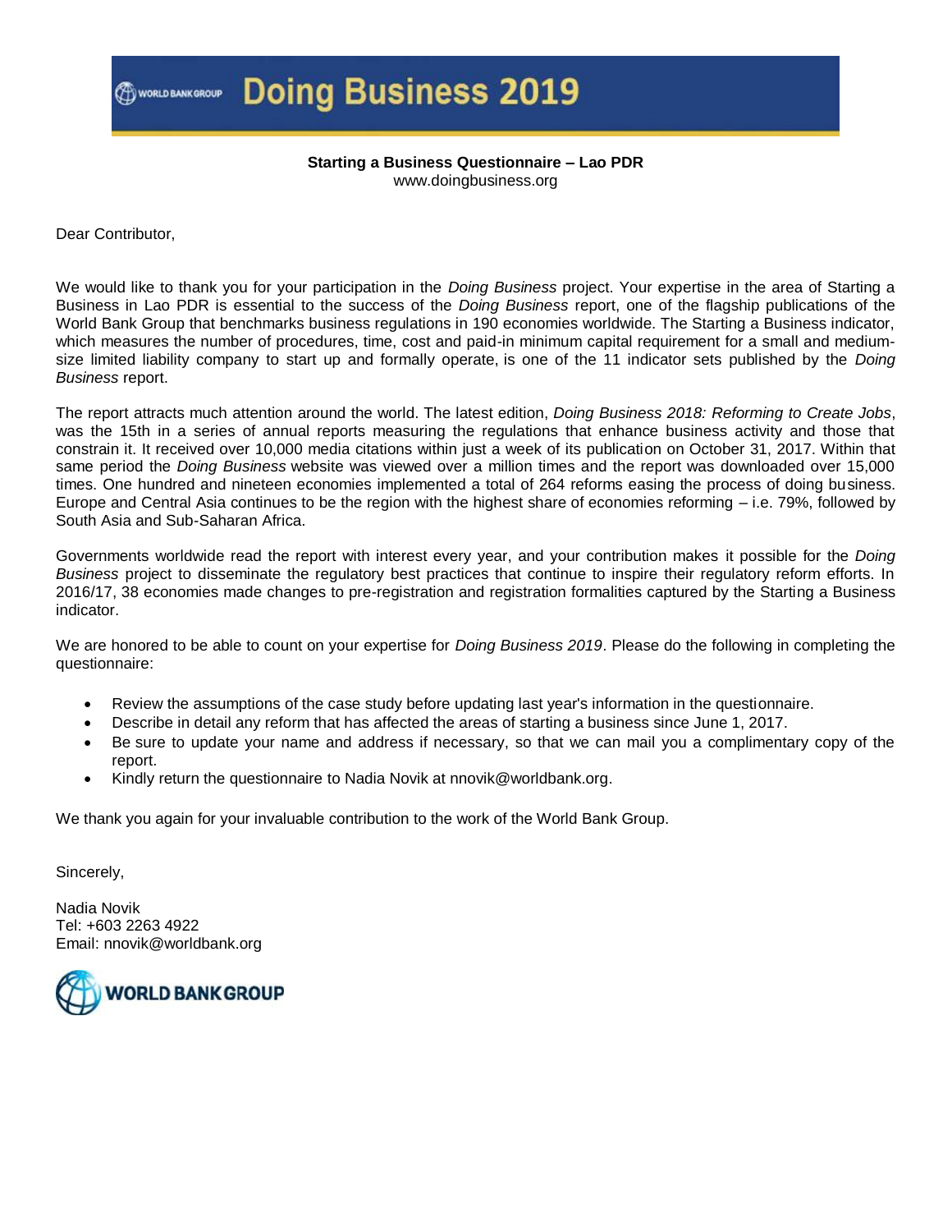# Doing Business 2019

**Starting a Business Questionnaire – Lao PDR**
www.doingbusiness.org

Dear Contributor,

We would like to thank you for your participation in the *Doing Business* project. Your expertise in the area of Starting a Business in Lao PDR is essential to the success of the *Doing Business* report, one of the flagship publications of the World Bank Group that benchmarks business regulations in 190 economies worldwide. The Starting a Business indicator, which measures the number of procedures, time, cost and paid-in minimum capital requirement for a small and medium-size limited liability company to start up and formally operate, is one of the 11 indicator sets published by the *Doing Business* report.

The report attracts much attention around the world. The latest edition, *Doing Business 2018: Reforming to Create Jobs*, was the 15th in a series of annual reports measuring the regulations that enhance business activity and those that constrain it. It received over 10,000 media citations within just a week of its publication on October 31, 2017. Within that same period the *Doing Business* website was viewed over a million times and the report was downloaded over 15,000 times. One hundred and nineteen economies implemented a total of 264 reforms easing the process of doing business. Europe and Central Asia continues to be the region with the highest share of economies reforming – i.e. 79%, followed by South Asia and Sub-Saharan Africa.

Governments worldwide read the report with interest every year, and your contribution makes it possible for the *Doing Business* project to disseminate the regulatory best practices that continue to inspire their regulatory reform efforts. In 2016/17, 38 economies made changes to pre-registration and registration formalities captured by the Starting a Business indicator.

We are honored to be able to count on your expertise for *Doing Business 2019*. Please do the following in completing the questionnaire:

- Review the assumptions of the case study before updating last year's information in the questionnaire.
- Describe in detail any reform that has affected the areas of starting a business since June 1, 2017.
- Be sure to update your name and address if necessary, so that we can mail you a complimentary copy of the report.
- Kindly return the questionnaire to Nadia Novik at nnovik@worldbank.org.

We thank you again for your invaluable contribution to the work of the World Bank Group.

Sincerely,

Nadia Novik
Tel: +603 2263 4922
Email: nnovik@worldbank.org

WORLD BANK GROUP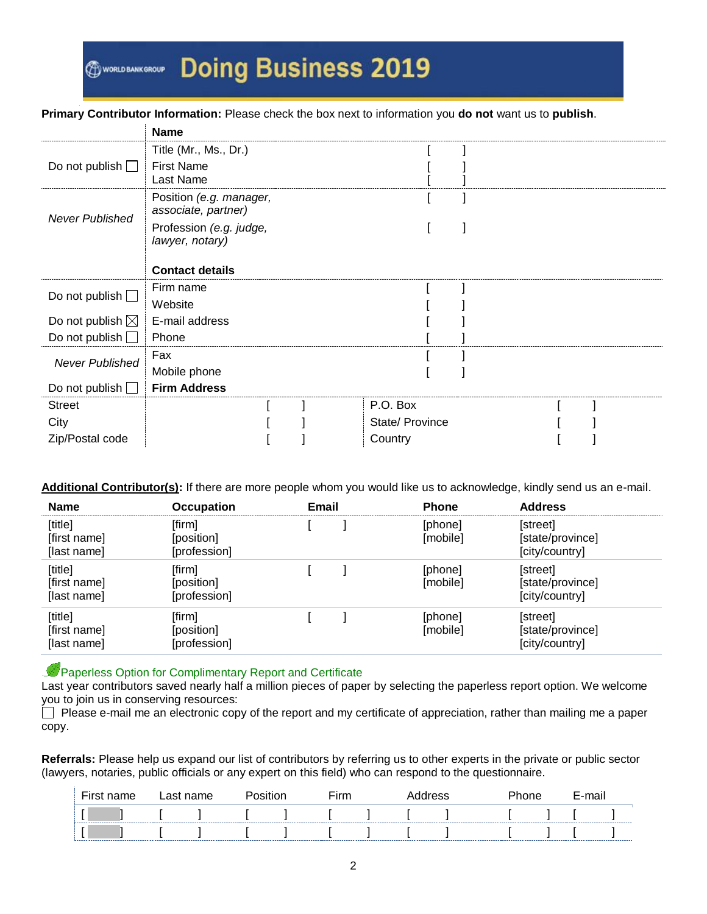Doing Business 2019

**Primary Contributor Information:** Please check the box next to information you **do not** want us to **publish**.

| | **Name** | |
|---|---|---|
| Do not publish ☐ | Title (Mr., Ms., Dr.) | [ ] |
| | First Name | [ ] |
| | Last Name | [ ] |
| *Never Published* | Position *(e.g. manager, associate, partner)* | [ ] |
| | Profession *(e.g. judge, lawyer, notary)* | [ ] |
| | **Contact details** | |
| Do not publish ☐ | Firm name | [ ] |
| | Website | [ ] |
| Do not publish ☒ | E-mail address | [ ] |
| Do not publish ☐ | Phone | [ ] |
| *Never Published* | Fax | [ ] |
| | Mobile phone | [ ] |
| Do not publish ☐ | **Firm Address** | |

| | | | |
|---|---|---|---|
| Street | [ ] | P.O. Box | [ ] |
| City | [ ] | State/ Province | [ ] |
| Zip/Postal code | [ ] | Country | [ ] |

**Additional Contributor(s):** If there are more people whom you would like us to acknowledge, kindly send us an e-mail.

| Name | Occupation | Email | Phone | Address |
|---|---|---|---|---|
| [title]<br>[first name]<br>[last name] | [firm]<br>[position]<br>[profession] | [ ] | [phone]<br>[mobile] | [street]<br>[state/province]<br>[city/country] |
| [title]<br>[first name]<br>[last name] | [firm]<br>[position]<br>[profession] | [ ] | [phone]<br>[mobile] | [street]<br>[state/province]<br>[city/country] |
| [title]<br>[first name]<br>[last name] | [firm]<br>[position]<br>[profession] | [ ] | [phone]<br>[mobile] | [street]<br>[state/province]<br>[city/country] |

Paperless Option for Complimentary Report and Certificate

Last year contributors saved nearly half a million pieces of paper by selecting the paperless report option. We welcome you to join us in conserving resources:

☐ Please e-mail me an electronic copy of the report and my certificate of appreciation, rather than mailing me a paper copy.

**Referrals:** Please help us expand our list of contributors by referring us to other experts in the private or public sector (lawyers, notaries, public officials or any expert on this field) who can respond to the questionnaire.

| First name | Last name | Position | Firm | Address | Phone | E-mail |
|---|---|---|---|---|---|---|
| [ ] | [ ] | [ ] | [ ] | [ ] | [ ] | [ ] |
| [ ] | [ ] | [ ] | [ ] | [ ] | [ ] | [ ] |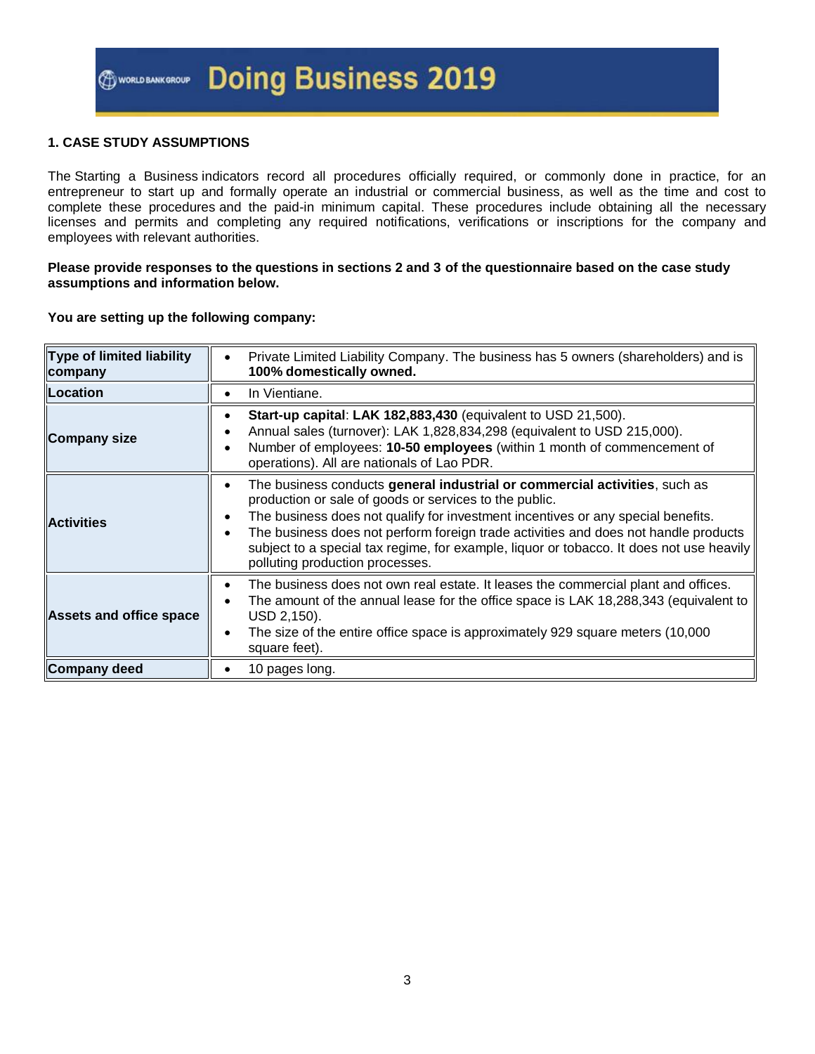Doing Business 2019

### 1. CASE STUDY ASSUMPTIONS

The Starting a Business indicators record all procedures officially required, or commonly done in practice, for an entrepreneur to start up and formally operate an industrial or commercial business, as well as the time and cost to complete these procedures and the paid-in minimum capital. These procedures include obtaining all the necessary licenses and permits and completing any required notifications, verifications or inscriptions for the company and employees with relevant authorities.

**Please provide responses to the questions in sections 2 and 3 of the questionnaire based on the case study assumptions and information below.**

**You are setting up the following company:**

| | |
|---|---|
| **Type of limited liability company** | • Private Limited Liability Company. The business has 5 owners (shareholders) and is **100% domestically owned.** |
| **Location** | • In Vientiane. |
| **Company size** | • **Start-up capital**: **LAK 182,883,430** (equivalent to USD 21,500).<br>• Annual sales (turnover): LAK 1,828,834,298 (equivalent to USD 215,000).<br>• Number of employees: **10-50 employees** (within 1 month of commencement of operations). All are nationals of Lao PDR. |
| **Activities** | • The business conducts **general industrial or commercial activities**, such as production or sale of goods or services to the public.<br>• The business does not qualify for investment incentives or any special benefits.<br>• The business does not perform foreign trade activities and does not handle products subject to a special tax regime, for example, liquor or tobacco. It does not use heavily polluting production processes. |
| **Assets and office space** | • The business does not own real estate. It leases the commercial plant and offices.<br>• The amount of the annual lease for the office space is LAK 18,288,343 (equivalent to USD 2,150).<br>• The size of the entire office space is approximately 929 square meters (10,000 square feet). |
| **Company deed** | • 10 pages long. |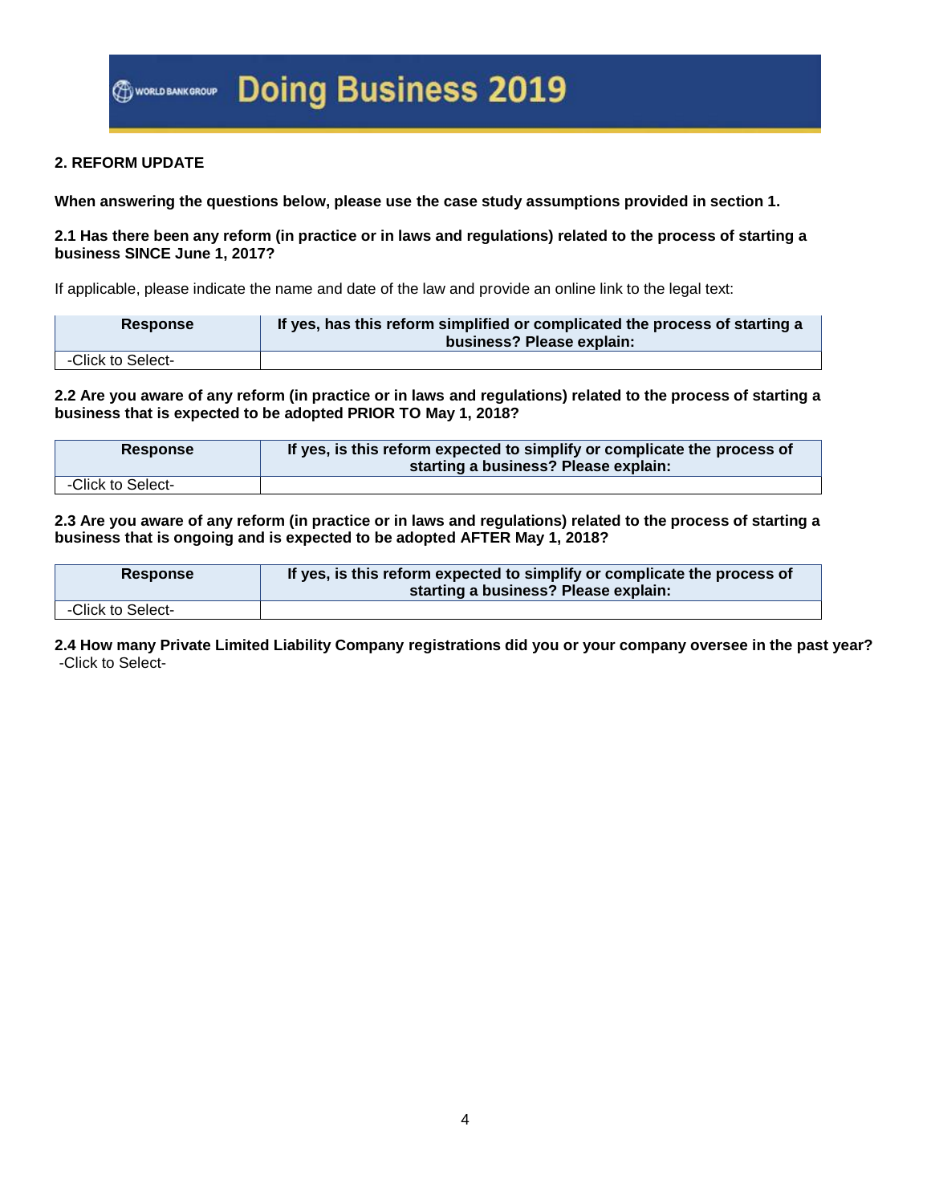## 2. REFORM UPDATE

**When answering the questions below, please use the case study assumptions provided in section 1.**

**2.1 Has there been any reform (in practice or in laws and regulations) related to the process of starting a business SINCE June 1, 2017?**

If applicable, please indicate the name and date of the law and provide an online link to the legal text:

| Response | If yes, has this reform simplified or complicated the process of starting a business? Please explain: |
|---|---|
| -Click to Select- | |

**2.2 Are you aware of any reform (in practice or in laws and regulations) related to the process of starting a business that is expected to be adopted PRIOR TO May 1, 2018?**

| Response | If yes, is this reform expected to simplify or complicate the process of starting a business? Please explain: |
|---|---|
| -Click to Select- | |

**2.3 Are you aware of any reform (in practice or in laws and regulations) related to the process of starting a business that is ongoing and is expected to be adopted AFTER May 1, 2018?**

| Response | If yes, is this reform expected to simplify or complicate the process of starting a business? Please explain: |
|---|---|
| -Click to Select- | |

**2.4 How many Private Limited Liability Company registrations did you or your company oversee in the past year?**
-Click to Select-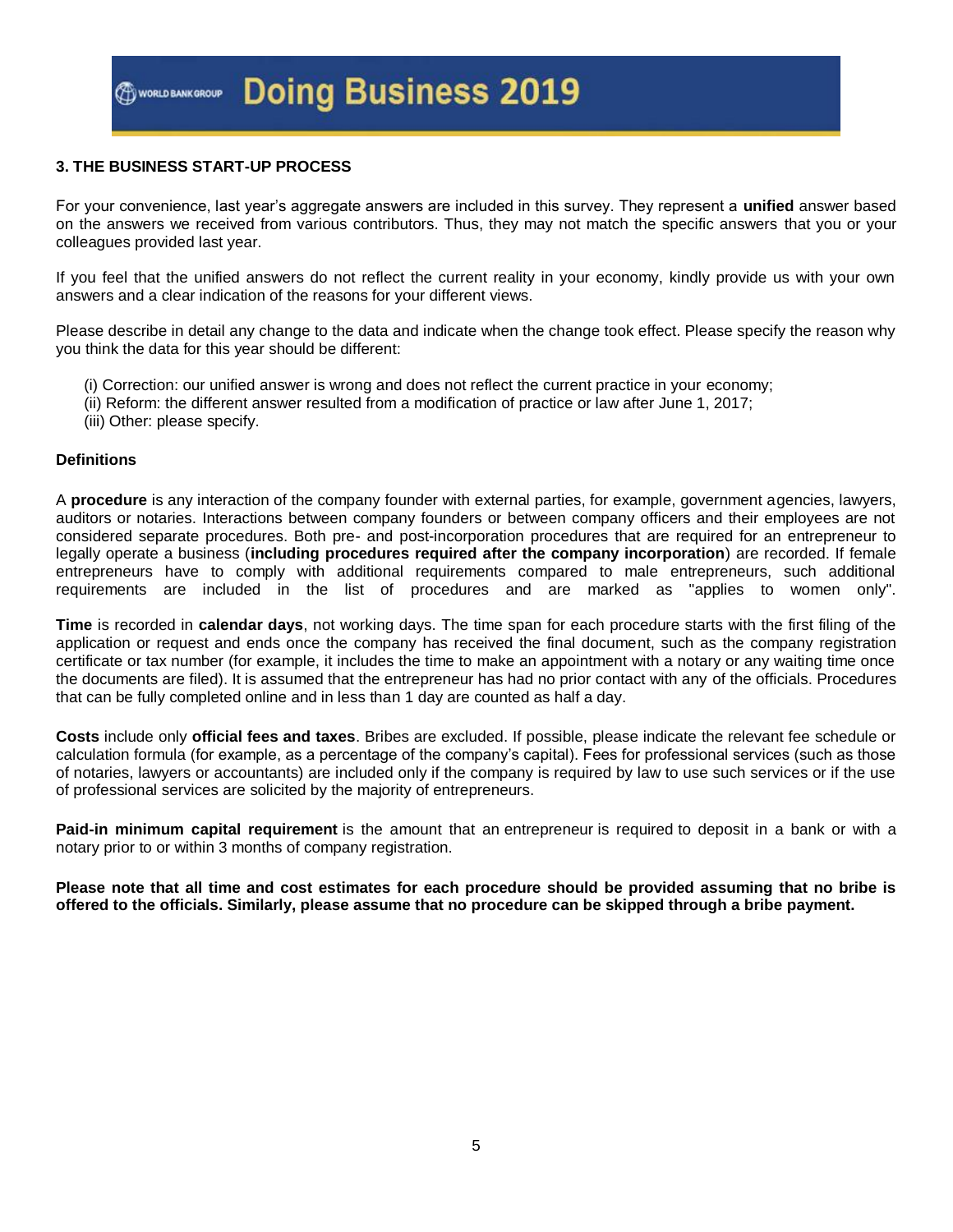## 3. THE BUSINESS START-UP PROCESS

For your convenience, last year's aggregate answers are included in this survey. They represent a **unified** answer based on the answers we received from various contributors. Thus, they may not match the specific answers that you or your colleagues provided last year.

If you feel that the unified answers do not reflect the current reality in your economy, kindly provide us with your own answers and a clear indication of the reasons for your different views.

Please describe in detail any change to the data and indicate when the change took effect. Please specify the reason why you think the data for this year should be different:

(i) Correction: our unified answer is wrong and does not reflect the current practice in your economy;
(ii) Reform: the different answer resulted from a modification of practice or law after June 1, 2017;
(iii) Other: please specify.

### Definitions

A **procedure** is any interaction of the company founder with external parties, for example, government agencies, lawyers, auditors or notaries. Interactions between company founders or between company officers and their employees are not considered separate procedures. Both pre- and post-incorporation procedures that are required for an entrepreneur to legally operate a business (**including procedures required after the company incorporation**) are recorded. If female entrepreneurs have to comply with additional requirements compared to male entrepreneurs, such additional requirements are included in the list of procedures and are marked as "applies to women only".

**Time** is recorded in **calendar days**, not working days. The time span for each procedure starts with the first filing of the application or request and ends once the company has received the final document, such as the company registration certificate or tax number (for example, it includes the time to make an appointment with a notary or any waiting time once the documents are filed). It is assumed that the entrepreneur has had no prior contact with any of the officials. Procedures that can be fully completed online and in less than 1 day are counted as half a day.

**Costs** include only **official fees and taxes**. Bribes are excluded. If possible, please indicate the relevant fee schedule or calculation formula (for example, as a percentage of the company's capital). Fees for professional services (such as those of notaries, lawyers or accountants) are included only if the company is required by law to use such services or if the use of professional services are solicited by the majority of entrepreneurs.

**Paid-in minimum capital requirement** is the amount that an entrepreneur is required to deposit in a bank or with a notary prior to or within 3 months of company registration.

**Please note that all time and cost estimates for each procedure should be provided assuming that no bribe is offered to the officials. Similarly, please assume that no procedure can be skipped through a bribe payment.**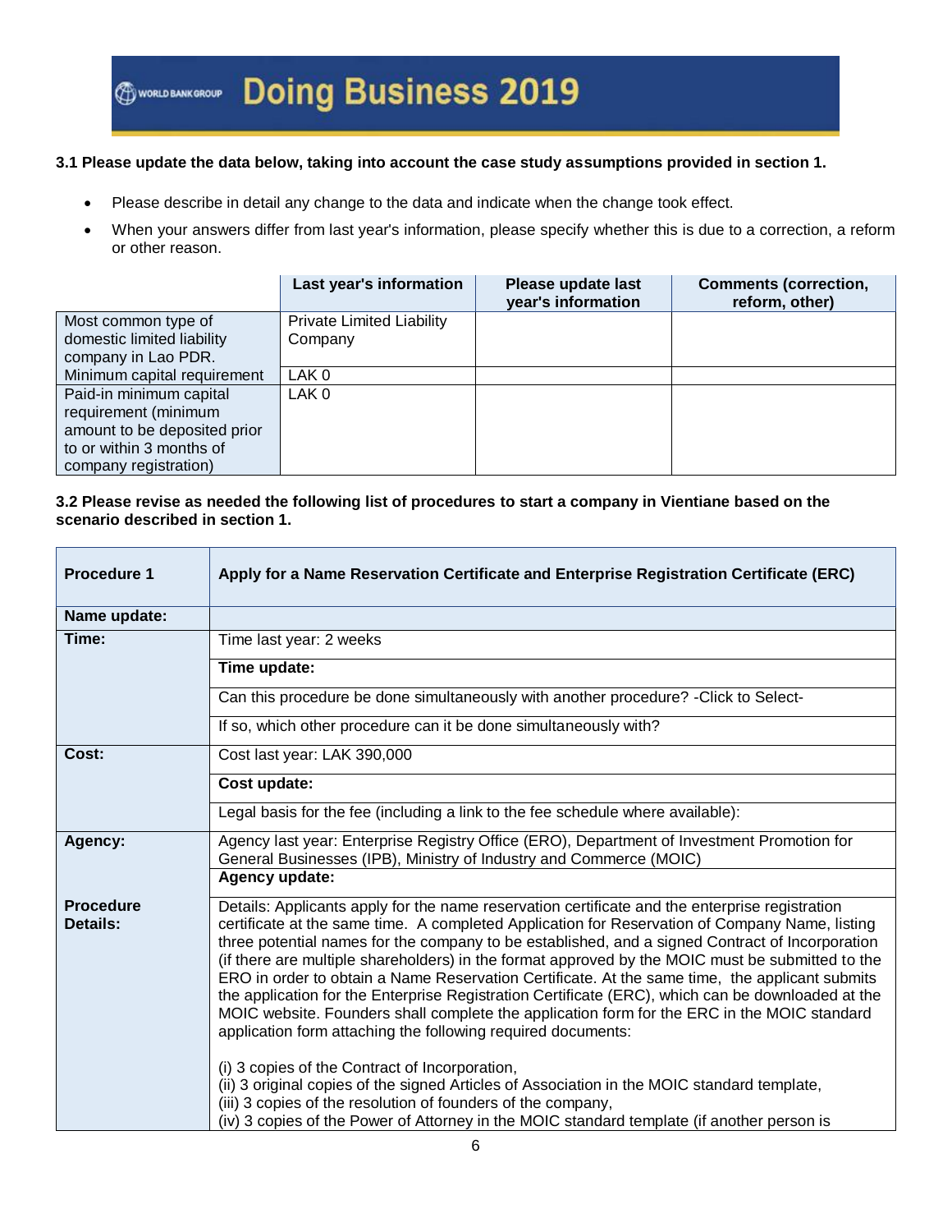**3.1 Please update the data below, taking into account the case study assumptions provided in section 1.**

- Please describe in detail any change to the data and indicate when the change took effect.
- When your answers differ from last year's information, please specify whether this is due to a correction, a reform or other reason.

| | Last year's information | Please update last year's information | Comments (correction, reform, other) |
|---|---|---|---|
| Most common type of domestic limited liability company in Lao PDR. | Private Limited Liability Company | | |
| Minimum capital requirement | LAK 0 | | |
| Paid-in minimum capital requirement (minimum amount to be deposited prior to or within 3 months of company registration) | LAK 0 | | |

**3.2 Please revise as needed the following list of procedures to start a company in Vientiane based on the scenario described in section 1.**

| **Procedure 1** | **Apply for a Name Reservation Certificate and Enterprise Registration Certificate (ERC)** |
|---|---|
| **Name update:** | |
| **Time:** | Time last year: 2 weeks |
| | **Time update:** |
| | Can this procedure be done simultaneously with another procedure? -Click to Select- |
| | If so, which other procedure can it be done simultaneously with? |
| **Cost:** | Cost last year: LAK 390,000 |
| | **Cost update:** |
| | Legal basis for the fee (including a link to the fee schedule where available): |
| **Agency:** | Agency last year: Enterprise Registry Office (ERO), Department of Investment Promotion for General Businesses (IPB), Ministry of Industry and Commerce (MOIC) |
| | **Agency update:** |
| **Procedure Details:** | Details: Applicants apply for the name reservation certificate and the enterprise registration certificate at the same time. A completed Application for Reservation of Company Name, listing three potential names for the company to be established, and a signed Contract of Incorporation (if there are multiple shareholders) in the format approved by the MOIC must be submitted to the ERO in order to obtain a Name Reservation Certificate. At the same time, the applicant submits the application for the Enterprise Registration Certificate (ERC), which can be downloaded at the MOIC website. Founders shall complete the application form for the ERC in the MOIC standard application form attaching the following required documents:<br><br>(i) 3 copies of the Contract of Incorporation,<br>(ii) 3 original copies of the signed Articles of Association in the MOIC standard template,<br>(iii) 3 copies of the resolution of founders of the company,<br>(iv) 3 copies of the Power of Attorney in the MOIC standard template (if another person is |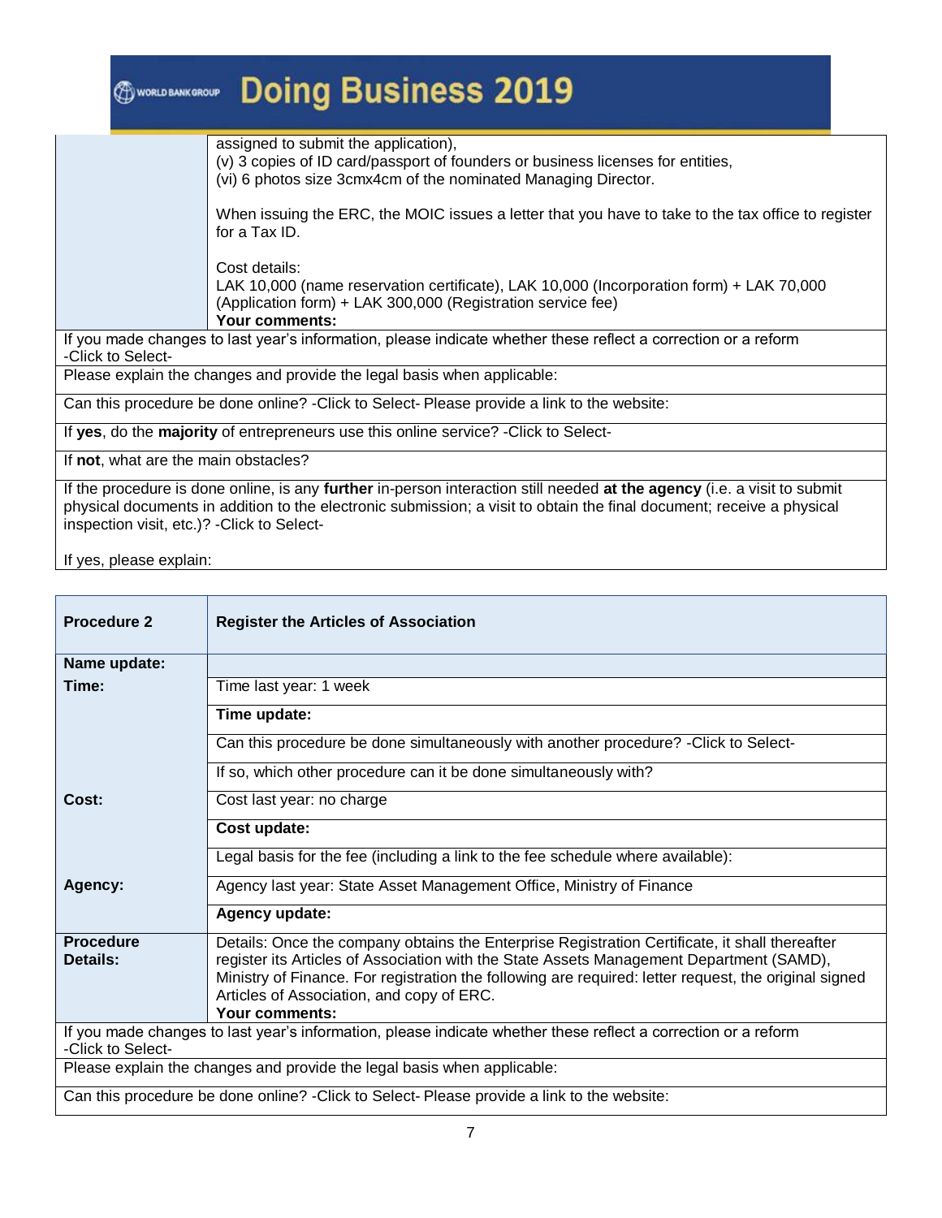| | |
|---|---|
| | assigned to submit the application),<br>(v) 3 copies of ID card/passport of founders or business licenses for entities,<br>(vi) 6 photos size 3cmx4cm of the nominated Managing Director.<br><br>When issuing the ERC, the MOIC issues a letter that you have to take to the tax office to register for a Tax ID.<br><br>Cost details:<br>LAK 10,000 (name reservation certificate), LAK 10,000 (Incorporation form) + LAK 70,000 (Application form) + LAK 300,000 (Registration service fee)<br>**Your comments:** |
| If you made changes to last year's information, please indicate whether these reflect a correction or a reform -Click to Select- | |
| Please explain the changes and provide the legal basis when applicable: | |
| Can this procedure be done online? -Click to Select- Please provide a link to the website: | |
| If **yes**, do the **majority** of entrepreneurs use this online service? -Click to Select- | |
| If **not**, what are the main obstacles? | |
| If the procedure is done online, is any **further** in-person interaction still needed **at the agency** (i.e. a visit to submit physical documents in addition to the electronic submission; a visit to obtain the final document; receive a physical inspection visit, etc.)? -Click to Select-<br><br>If yes, please explain: | |

| **Procedure 2** | **Register the Articles of Association** |
|---|---|
| **Name update:** | |
| **Time:** | Time last year: 1 week |
| | **Time update:** |
| | Can this procedure be done simultaneously with another procedure? -Click to Select- |
| | If so, which other procedure can it be done simultaneously with? |
| **Cost:** | Cost last year: no charge |
| | **Cost update:** |
| | Legal basis for the fee (including a link to the fee schedule where available): |
| **Agency:** | Agency last year: State Asset Management Office, Ministry of Finance |
| | **Agency update:** |
| **Procedure Details:** | Details: Once the company obtains the Enterprise Registration Certificate, it shall thereafter register its Articles of Association with the State Assets Management Department (SAMD), Ministry of Finance. For registration the following are required: letter request, the original signed Articles of Association, and copy of ERC.<br>**Your comments:** |
| If you made changes to last year's information, please indicate whether these reflect a correction or a reform -Click to Select- | |
| Please explain the changes and provide the legal basis when applicable: | |
| Can this procedure be done online? -Click to Select- Please provide a link to the website: | |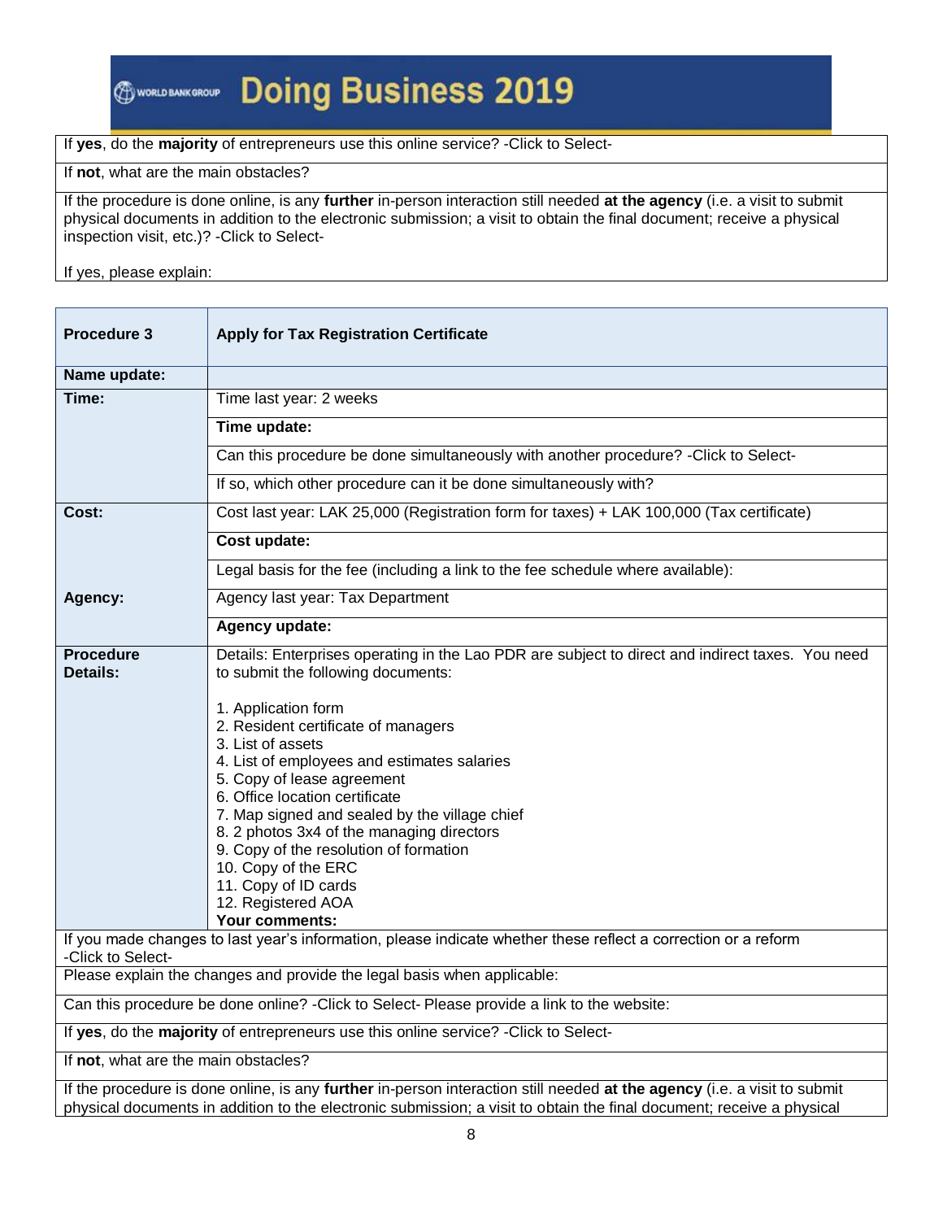| |
|---|
| If **yes**, do the **majority** of entrepreneurs use this online service? -Click to Select- |
| If **not**, what are the main obstacles? |
| If the procedure is done online, is any **further** in-person interaction still needed **at the agency** (i.e. a visit to submit physical documents in addition to the electronic submission; a visit to obtain the final document; receive a physical inspection visit, etc.)? -Click to Select-<br><br>If yes, please explain: |

| **Procedure 3** | **Apply for Tax Registration Certificate** |
|---|---|
| **Name update:** | |
| **Time:** | Time last year: 2 weeks |
| | **Time update:** |
| | Can this procedure be done simultaneously with another procedure? -Click to Select- |
| | If so, which other procedure can it be done simultaneously with? |
| **Cost:** | Cost last year: LAK 25,000 (Registration form for taxes) + LAK 100,000 (Tax certificate) |
| | **Cost update:** |
| | Legal basis for the fee (including a link to the fee schedule where available): |
| **Agency:** | Agency last year: Tax Department |
| | **Agency update:** |
| **Procedure Details:** | Details: Enterprises operating in the Lao PDR are subject to direct and indirect taxes. You need to submit the following documents:<br><br>1. Application form<br>2. Resident certificate of managers<br>3. List of assets<br>4. List of employees and estimates salaries<br>5. Copy of lease agreement<br>6. Office location certificate<br>7. Map signed and sealed by the village chief<br>8. 2 photos 3x4 of the managing directors<br>9. Copy of the resolution of formation<br>10. Copy of the ERC<br>11. Copy of ID cards<br>12. Registered AOA<br>**Your comments:** |
| If you made changes to last year's information, please indicate whether these reflect a correction or a reform -Click to Select- | |
| Please explain the changes and provide the legal basis when applicable: | |
| Can this procedure be done online? -Click to Select- Please provide a link to the website: | |
| If **yes**, do the **majority** of entrepreneurs use this online service? -Click to Select- | |
| If **not**, what are the main obstacles? | |
| If the procedure is done online, is any **further** in-person interaction still needed **at the agency** (i.e. a visit to submit physical documents in addition to the electronic submission; a visit to obtain the final document; receive a physical | |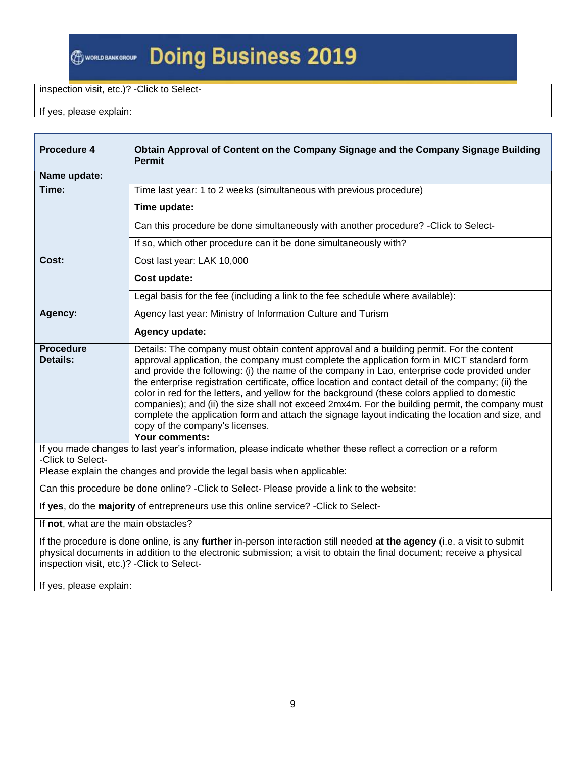| inspection visit, etc.)? -Click to Select-<br><br>If yes, please explain: |
|---|

| **Procedure 4** | **Obtain Approval of Content on the Company Signage and the Company Signage Building Permit** |
|---|---|
| **Name update:** | |
| **Time:** | Time last year: 1 to 2 weeks (simultaneous with previous procedure) |
| | **Time update:** |
| | Can this procedure be done simultaneously with another procedure? -Click to Select- |
| | If so, which other procedure can it be done simultaneously with? |
| **Cost:** | Cost last year: LAK 10,000 |
| | **Cost update:** |
| | Legal basis for the fee (including a link to the fee schedule where available): |
| **Agency:** | Agency last year: Ministry of Information Culture and Turism |
| | **Agency update:** |
| **Procedure Details:** | Details: The company must obtain content approval and a building permit. For the content approval application, the company must complete the application form in MICT standard form and provide the following: (i) the name of the company in Lao, enterprise code provided under the enterprise registration certificate, office location and contact detail of the company; (ii) the color in red for the letters, and yellow for the background (these colors applied to domestic companies); and (ii) the size shall not exceed 2mx4m. For the building permit, the company must complete the application form and attach the signage layout indicating the location and size, and copy of the company's licenses.<br>**Your comments:** |
| If you made changes to last year's information, please indicate whether these reflect a correction or a reform -Click to Select- | |
| Please explain the changes and provide the legal basis when applicable: | |
| Can this procedure be done online? -Click to Select- Please provide a link to the website: | |
| If **yes**, do the **majority** of entrepreneurs use this online service? -Click to Select- | |
| If **not**, what are the main obstacles? | |
| If the procedure is done online, is any **further** in-person interaction still needed **at the agency** (i.e. a visit to submit physical documents in addition to the electronic submission; a visit to obtain the final document; receive a physical inspection visit, etc.)? -Click to Select-<br><br>If yes, please explain: | |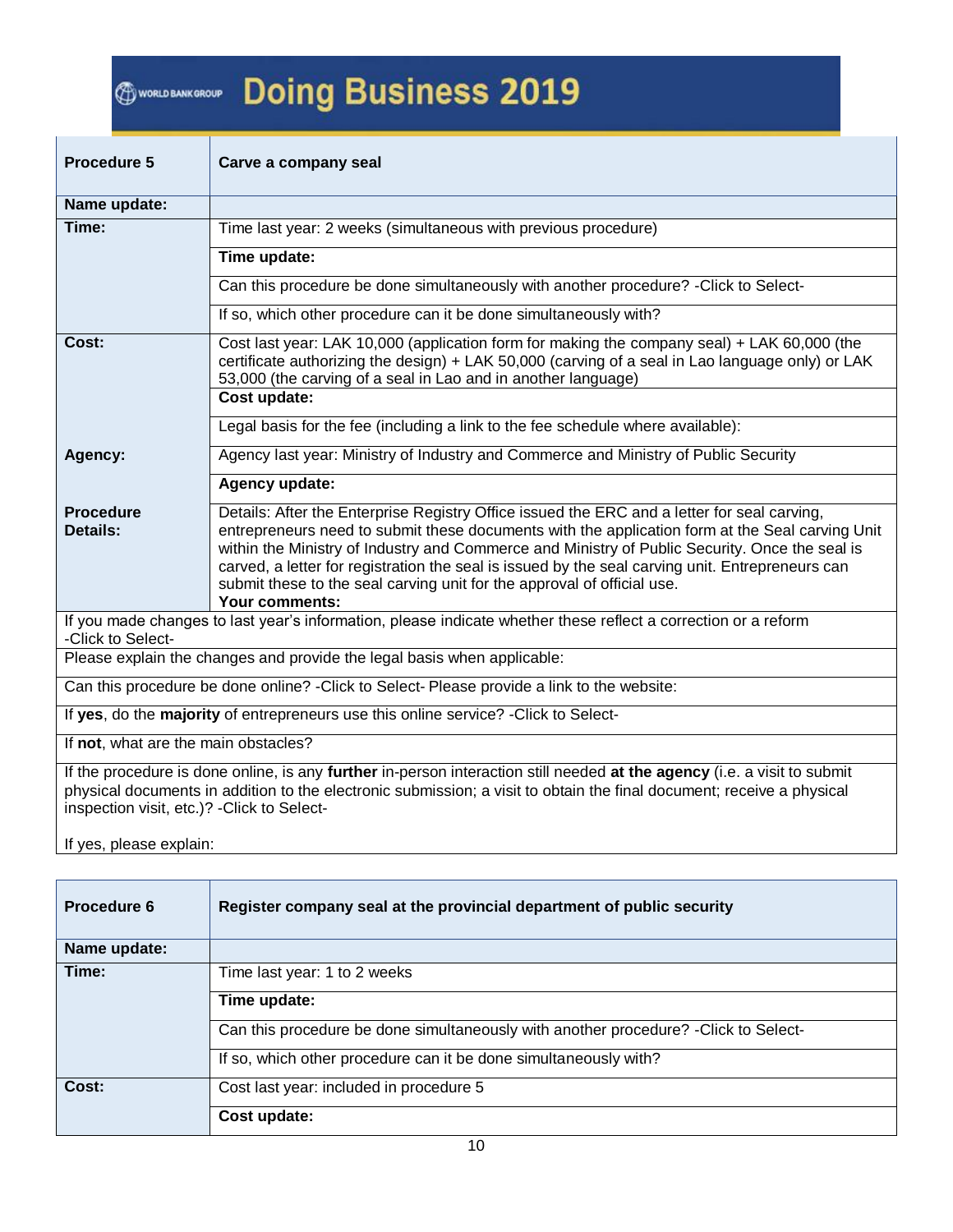**Doing Business 2019**

| Procedure 5 | Carve a company seal |
|---|---|
| **Name update:** | |
| **Time:** | Time last year: 2 weeks (simultaneous with previous procedure) |
| | **Time update:** |
| | Can this procedure be done simultaneously with another procedure? -Click to Select- |
| | If so, which other procedure can it be done simultaneously with? |
| **Cost:** | Cost last year: LAK 10,000 (application form for making the company seal) + LAK 60,000 (the certificate authorizing the design) + LAK 50,000 (carving of a seal in Lao language only) or LAK 53,000 (the carving of a seal in Lao and in another language) |
| | **Cost update:** |
| | Legal basis for the fee (including a link to the fee schedule where available): |
| **Agency:** | Agency last year: Ministry of Industry and Commerce and Ministry of Public Security |
| | **Agency update:** |
| **Procedure Details:** | Details: After the Enterprise Registry Office issued the ERC and a letter for seal carving, entrepreneurs need to submit these documents with the application form at the Seal carving Unit within the Ministry of Industry and Commerce and Ministry of Public Security. Once the seal is carved, a letter for registration the seal is issued by the seal carving unit. Entrepreneurs can submit these to the seal carving unit for the approval of official use.<br>**Your comments:** |
| If you made changes to last year's information, please indicate whether these reflect a correction or a reform -Click to Select- | |
| Please explain the changes and provide the legal basis when applicable: | |
| Can this procedure be done online? -Click to Select- Please provide a link to the website: | |
| If **yes**, do the **majority** of entrepreneurs use this online service? -Click to Select- | |
| If **not**, what are the main obstacles? | |
| If the procedure is done online, is any **further** in-person interaction still needed **at the agency** (i.e. a visit to submit physical documents in addition to the electronic submission; a visit to obtain the final document; receive a physical inspection visit, etc.)? -Click to Select-<br><br>If yes, please explain: | |

| Procedure 6 | Register company seal at the provincial department of public security |
|---|---|
| **Name update:** | |
| **Time:** | Time last year: 1 to 2 weeks |
| | **Time update:** |
| | Can this procedure be done simultaneously with another procedure? -Click to Select- |
| | If so, which other procedure can it be done simultaneously with? |
| **Cost:** | Cost last year: included in procedure 5 |
| | **Cost update:** |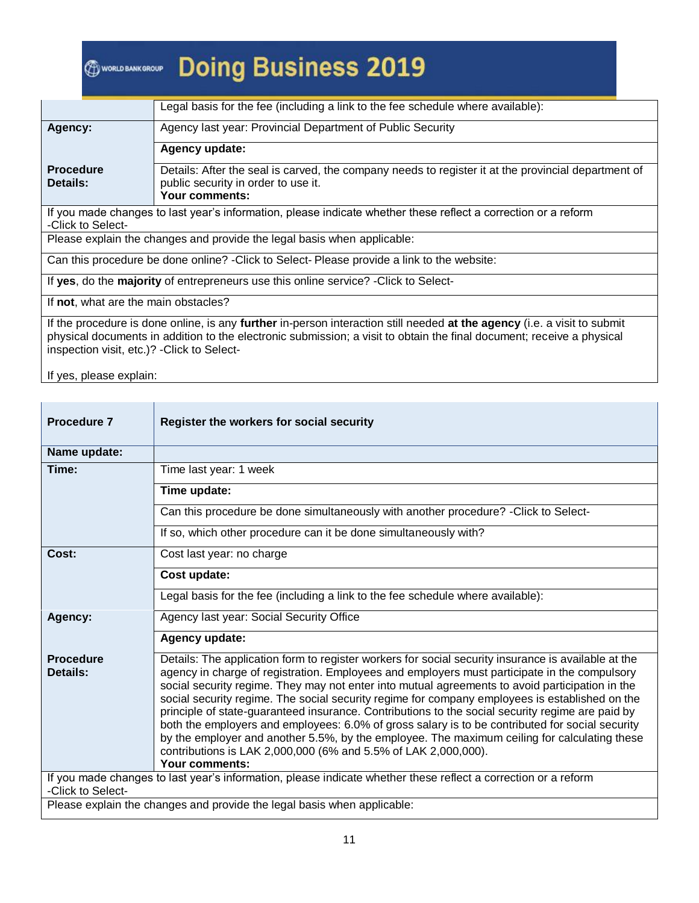| | |
|---|---|
| | Legal basis for the fee (including a link to the fee schedule where available): |
| **Agency:** | Agency last year: Provincial Department of Public Security |
| | **Agency update:** |
| **Procedure Details:** | Details: After the seal is carved, the company needs to register it at the provincial department of public security in order to use it.<br>**Your comments:** |

If you made changes to last year's information, please indicate whether these reflect a correction or a reform -Click to Select-

Please explain the changes and provide the legal basis when applicable:

Can this procedure be done online? -Click to Select- Please provide a link to the website:

If **yes**, do the **majority** of entrepreneurs use this online service? -Click to Select-

If **not**, what are the main obstacles?

If the procedure is done online, is any **further** in-person interaction still needed **at the agency** (i.e. a visit to submit physical documents in addition to the electronic submission; a visit to obtain the final document; receive a physical inspection visit, etc.)? -Click to Select-

If yes, please explain:

| **Procedure 7** | **Register the workers for social security** |
|---|---|
| **Name update:** | |
| **Time:** | Time last year: 1 week |
| | **Time update:** |
| | Can this procedure be done simultaneously with another procedure? -Click to Select- |
| | If so, which other procedure can it be done simultaneously with? |
| **Cost:** | Cost last year: no charge |
| | **Cost update:** |
| | Legal basis for the fee (including a link to the fee schedule where available): |
| **Agency:** | Agency last year: Social Security Office |
| | **Agency update:** |
| **Procedure Details:** | Details: The application form to register workers for social security insurance is available at the agency in charge of registration. Employees and employers must participate in the compulsory social security regime. They may not enter into mutual agreements to avoid participation in the social security regime. The social security regime for company employees is established on the principle of state-guaranteed insurance. Contributions to the social security regime are paid by both the employers and employees: 6.0% of gross salary is to be contributed for social security by the employer and another 5.5%, by the employee. The maximum ceiling for calculating these contributions is LAK 2,000,000 (6% and 5.5% of LAK 2,000,000).<br>**Your comments:** |

If you made changes to last year's information, please indicate whether these reflect a correction or a reform -Click to Select-

Please explain the changes and provide the legal basis when applicable: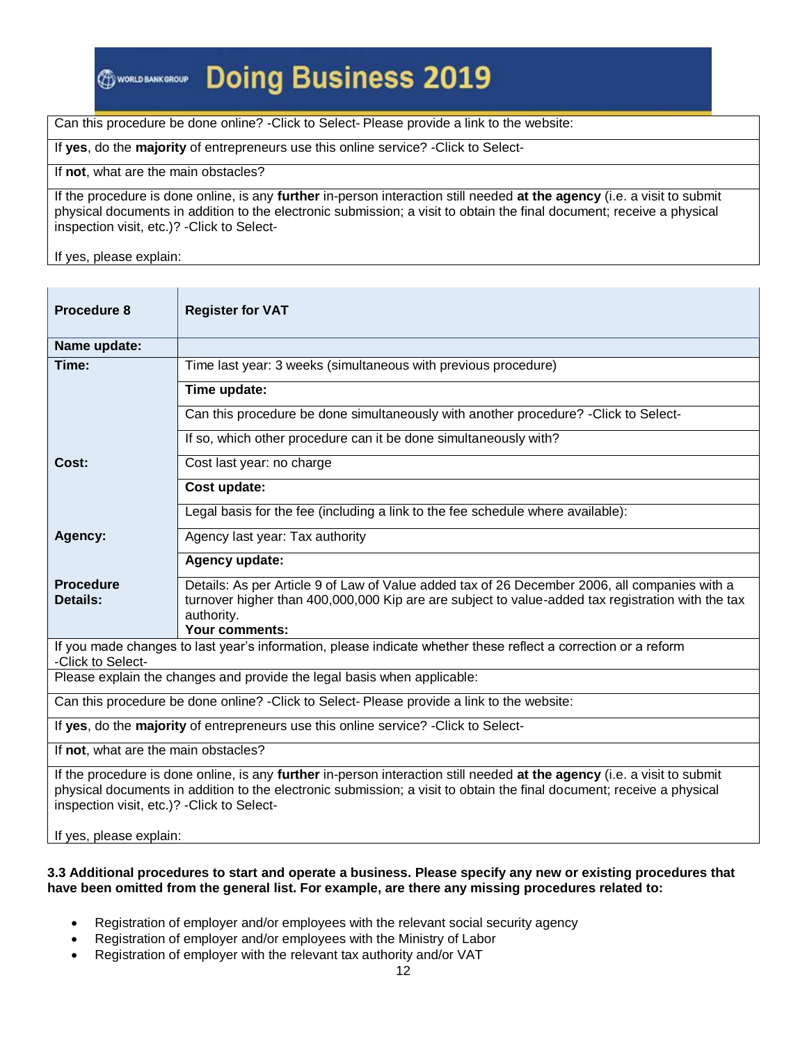| |
|---|
| Can this procedure be done online? -Click to Select- Please provide a link to the website: |
| If **yes**, do the **majority** of entrepreneurs use this online service? -Click to Select- |
| If **not**, what are the main obstacles? |
| If the procedure is done online, is any **further** in-person interaction still needed **at the agency** (i.e. a visit to submit physical documents in addition to the electronic submission; a visit to obtain the final document; receive a physical inspection visit, etc.)? -Click to Select-<br><br>If yes, please explain: |

| **Procedure 8** | **Register for VAT** |
|---|---|
| **Name update:** | |
| **Time:** | Time last year: 3 weeks (simultaneous with previous procedure) |
| | **Time update:** |
| | Can this procedure be done simultaneously with another procedure? -Click to Select- |
| | If so, which other procedure can it be done simultaneously with? |
| **Cost:** | Cost last year: no charge |
| | **Cost update:** |
| | Legal basis for the fee (including a link to the fee schedule where available): |
| **Agency:** | Agency last year: Tax authority |
| | **Agency update:** |
| **Procedure Details:** | Details: As per Article 9 of Law of Value added tax of 26 December 2006, all companies with a turnover higher than 400,000,000 Kip are are subject to value-added tax registration with the tax authority.<br>**Your comments:** |
| If you made changes to last year's information, please indicate whether these reflect a correction or a reform -Click to Select- | |
| Please explain the changes and provide the legal basis when applicable: | |
| Can this procedure be done online? -Click to Select- Please provide a link to the website: | |
| If **yes**, do the **majority** of entrepreneurs use this online service? -Click to Select- | |
| If **not**, what are the main obstacles? | |
| If the procedure is done online, is any **further** in-person interaction still needed **at the agency** (i.e. a visit to submit physical documents in addition to the electronic submission; a visit to obtain the final document; receive a physical inspection visit, etc.)? -Click to Select-<br><br>If yes, please explain: | |

**3.3 Additional procedures to start and operate a business. Please specify any new or existing procedures that have been omitted from the general list. For example, are there any missing procedures related to:**

- Registration of employer and/or employees with the relevant social security agency
- Registration of employer and/or employees with the Ministry of Labor
- Registration of employer with the relevant tax authority and/or VAT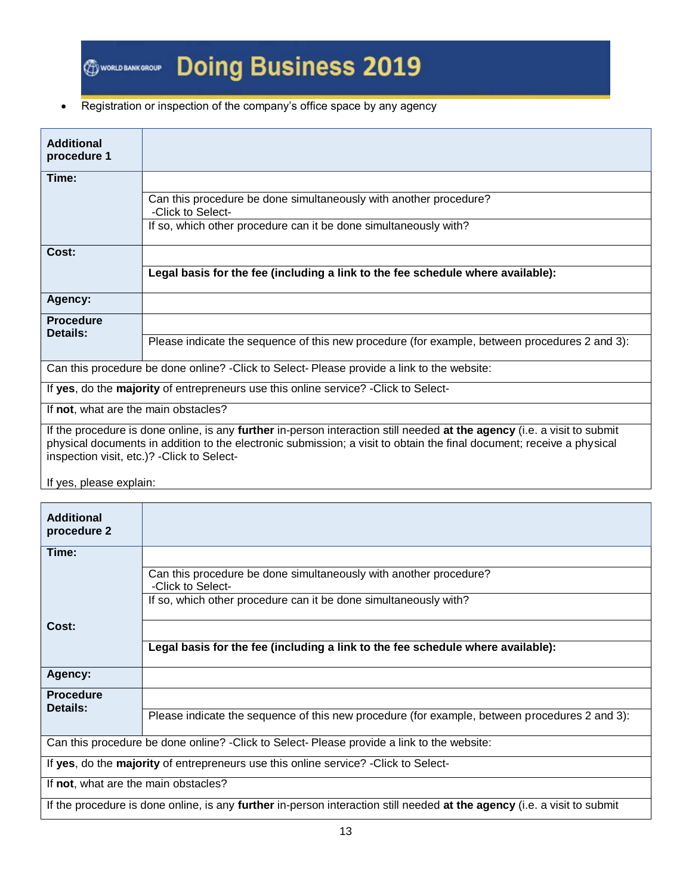- Registration or inspection of the company's office space by any agency

| **Additional procedure 1** | |
|---|---|
| **Time:** | |
| | Can this procedure be done simultaneously with another procedure? -Click to Select- |
| | If so, which other procedure can it be done simultaneously with? |
| **Cost:** | |
| | **Legal basis for the fee (including a link to the fee schedule where available):** |
| **Agency:** | |
| **Procedure Details:** | |
| | Please indicate the sequence of this new procedure (for example, between procedures 2 and 3): |
| Can this procedure be done online? -Click to Select- Please provide a link to the website: | |
| If **yes**, do the **majority** of entrepreneurs use this online service? -Click to Select- | |
| If **not**, what are the main obstacles? | |
| If the procedure is done online, is any **further** in-person interaction still needed **at the agency** (i.e. a visit to submit physical documents in addition to the electronic submission; a visit to obtain the final document; receive a physical inspection visit, etc.)? -Click to Select- If yes, please explain: | |

| **Additional procedure 2** | |
|---|---|
| **Time:** | |
| | Can this procedure be done simultaneously with another procedure? -Click to Select- |
| | If so, which other procedure can it be done simultaneously with? |
| **Cost:** | |
| | **Legal basis for the fee (including a link to the fee schedule where available):** |
| **Agency:** | |
| **Procedure Details:** | |
| | Please indicate the sequence of this new procedure (for example, between procedures 2 and 3): |
| Can this procedure be done online? -Click to Select- Please provide a link to the website: | |
| If **yes**, do the **majority** of entrepreneurs use this online service? -Click to Select- | |
| If **not**, what are the main obstacles? | |
| If the procedure is done online, is any **further** in-person interaction still needed **at the agency** (i.e. a visit to submit | |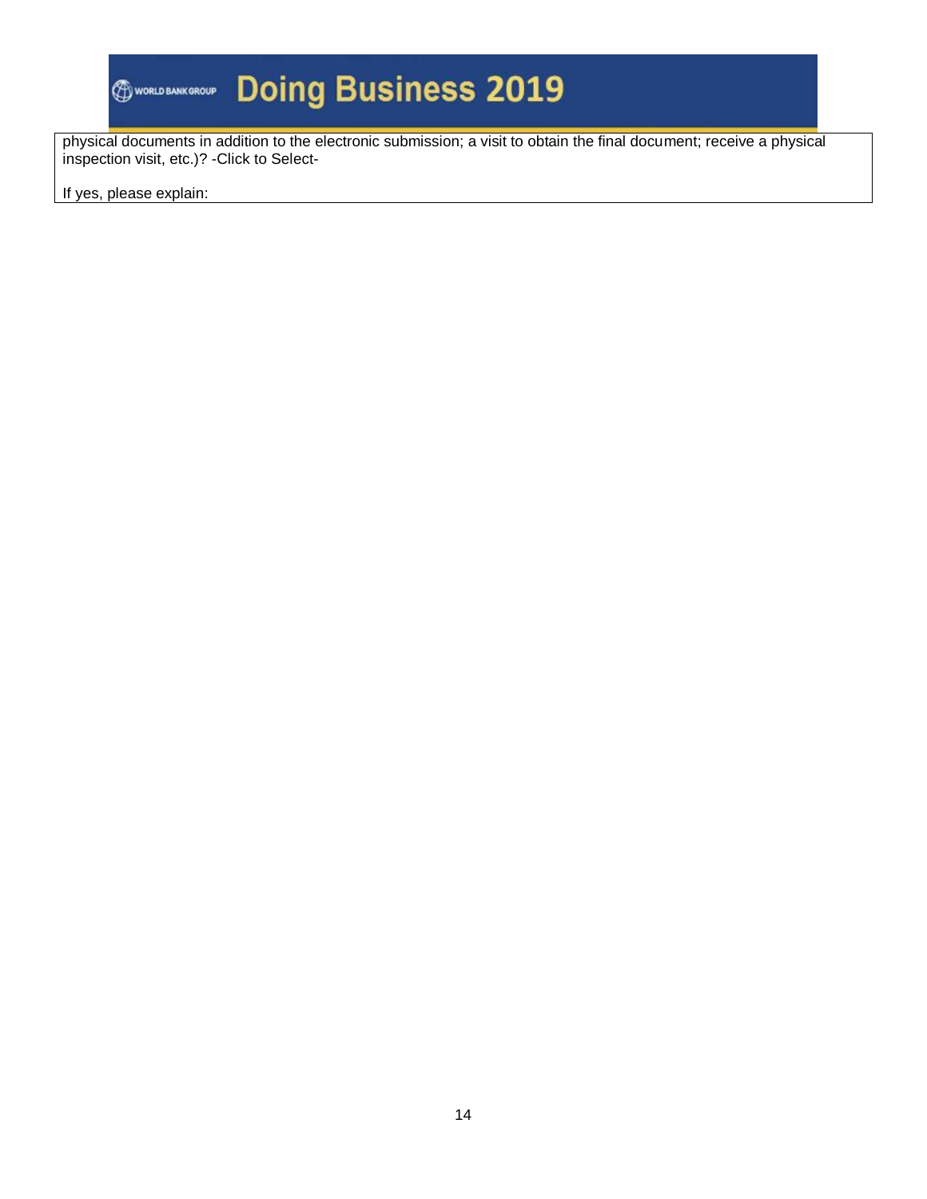physical documents in addition to the electronic submission; a visit to obtain the final document; receive a physical inspection visit, etc.)? -Click to Select-

If yes, please explain: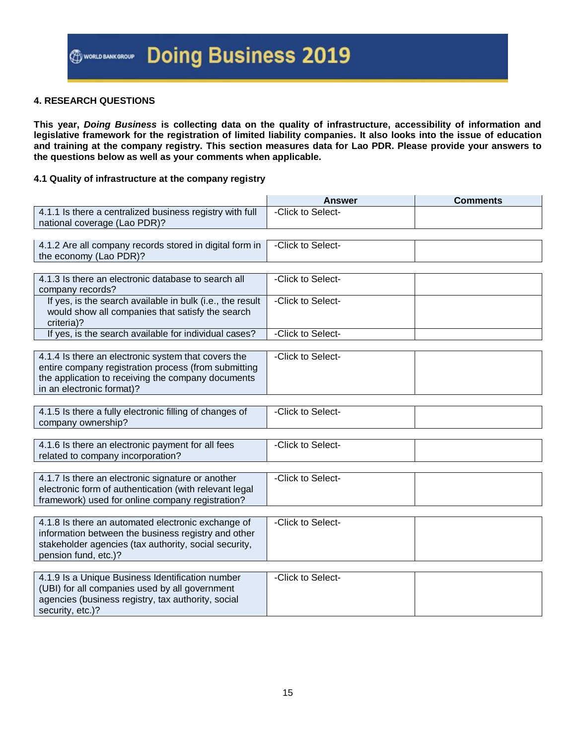**Doing Business 2019**

## 4. RESEARCH QUESTIONS

**This year, *Doing Business* is collecting data on the quality of infrastructure, accessibility of information and legislative framework for the registration of limited liability companies. It also looks into the issue of education and training at the company registry. This section measures data for Lao PDR. Please provide your answers to the questions below as well as your comments when applicable.**

### 4.1 Quality of infrastructure at the company registry

| | Answer | Comments |
|---|---|---|
| 4.1.1 Is there a centralized business registry with full national coverage (Lao PDR)? | -Click to Select- | |
| 4.1.2 Are all company records stored in digital form in the economy (Lao PDR)? | -Click to Select- | |
| 4.1.3 Is there an electronic database to search all company records? | -Click to Select- | |
| If yes, is the search available in bulk (i.e., the result would show all companies that satisfy the search criteria)? | -Click to Select- | |
| If yes, is the search available for individual cases? | -Click to Select- | |
| 4.1.4 Is there an electronic system that covers the entire company registration process (from submitting the application to receiving the company documents in an electronic format)? | -Click to Select- | |
| 4.1.5 Is there a fully electronic filling of changes of company ownership? | -Click to Select- | |
| 4.1.6 Is there an electronic payment for all fees related to company incorporation? | -Click to Select- | |
| 4.1.7 Is there an electronic signature or another electronic form of authentication (with relevant legal framework) used for online company registration? | -Click to Select- | |
| 4.1.8 Is there an automated electronic exchange of information between the business registry and other stakeholder agencies (tax authority, social security, pension fund, etc.)? | -Click to Select- | |
| 4.1.9 Is a Unique Business Identification number (UBI) for all companies used by all government agencies (business registry, tax authority, social security, etc.)? | -Click to Select- | |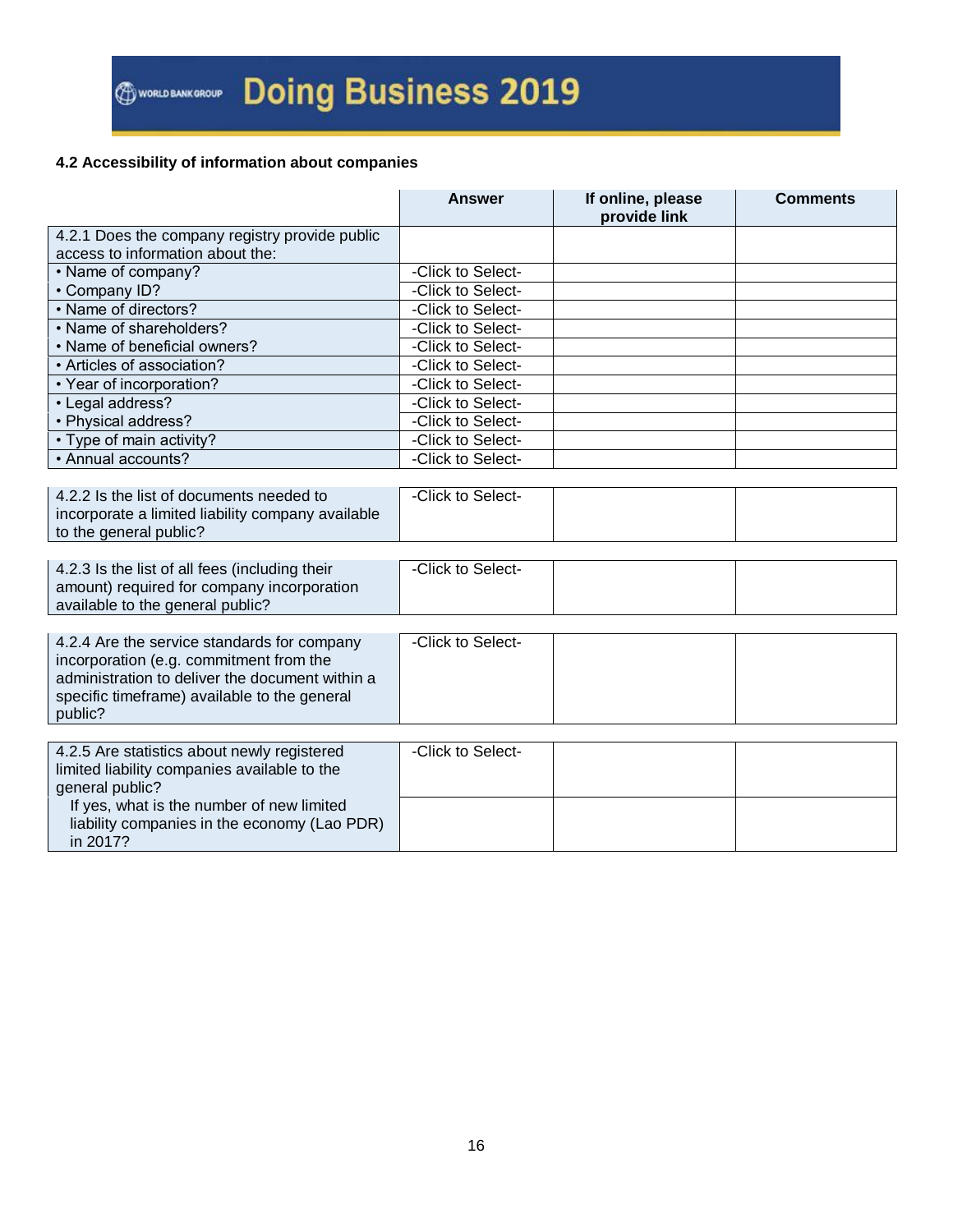### 4.2 Accessibility of information about companies

| | Answer | If online, please provide link | Comments |
|---|---|---|---|
| 4.2.1 Does the company registry provide public access to information about the: | | | |
| • Name of company? | -Click to Select- | | |
| • Company ID? | -Click to Select- | | |
| • Name of directors? | -Click to Select- | | |
| • Name of shareholders? | -Click to Select- | | |
| • Name of beneficial owners? | -Click to Select- | | |
| • Articles of association? | -Click to Select- | | |
| • Year of incorporation? | -Click to Select- | | |
| • Legal address? | -Click to Select- | | |
| • Physical address? | -Click to Select- | | |
| • Type of main activity? | -Click to Select- | | |
| • Annual accounts? | -Click to Select- | | |
| 4.2.2 Is the list of documents needed to incorporate a limited liability company available to the general public? | -Click to Select- | | |
| 4.2.3 Is the list of all fees (including their amount) required for company incorporation available to the general public? | -Click to Select- | | |
| 4.2.4 Are the service standards for company incorporation (e.g. commitment from the administration to deliver the document within a specific timeframe) available to the general public? | -Click to Select- | | |
| 4.2.5 Are statistics about newly registered limited liability companies available to the general public? | -Click to Select- | | |
| If yes, what is the number of new limited liability companies in the economy (Lao PDR) in 2017? | | | |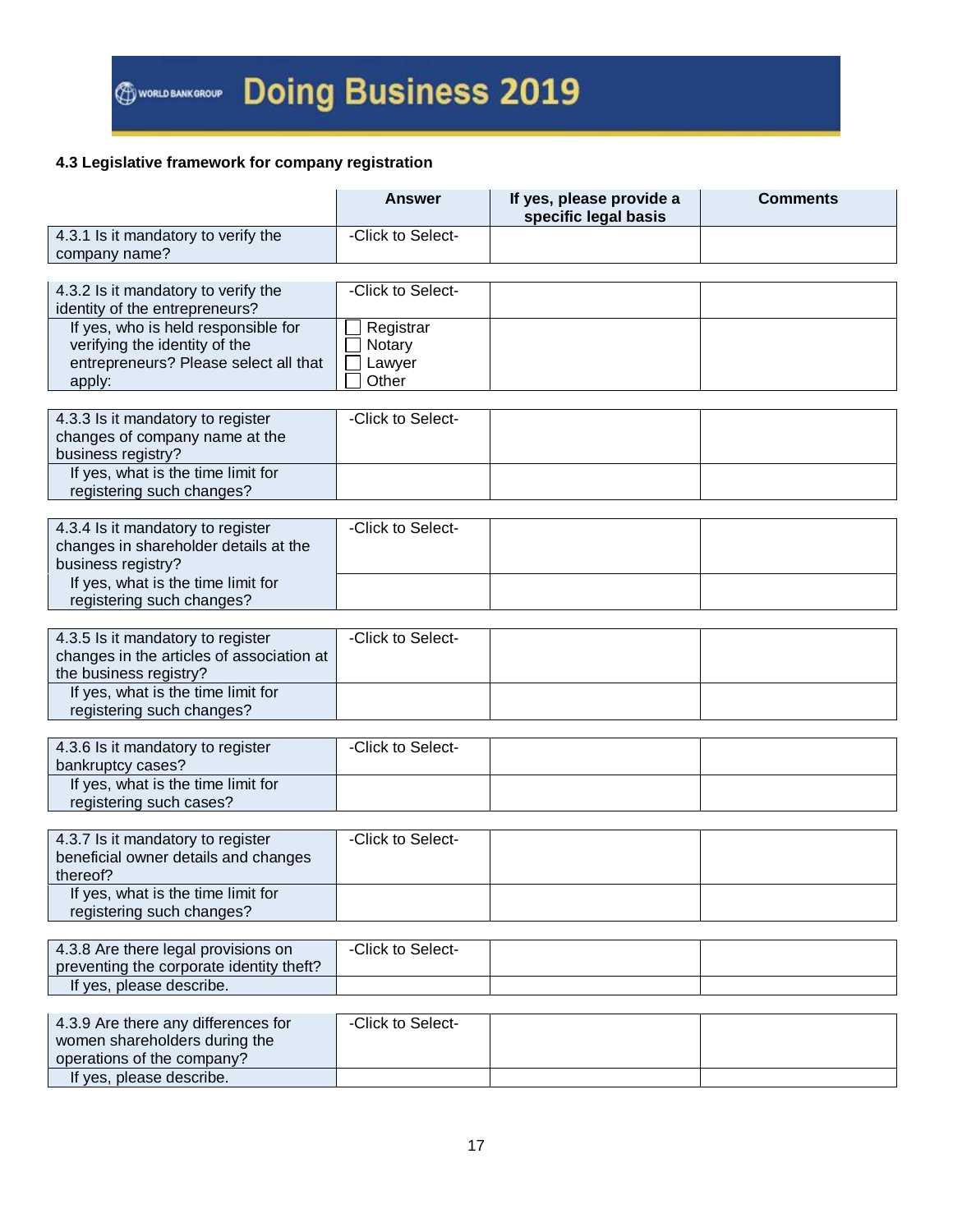Doing Business 2019

### 4.3 Legislative framework for company registration

| | Answer | If yes, please provide a specific legal basis | Comments |
|---|---|---|---|
| 4.3.1 Is it mandatory to verify the company name? | -Click to Select- | | |

| | | | |
|---|---|---|---|
| 4.3.2 Is it mandatory to verify the identity of the entrepreneurs? | -Click to Select- | | |
| If yes, who is held responsible for verifying the identity of the entrepreneurs? Please select all that apply: | ☐ Registrar<br>☐ Notary<br>☐ Lawyer<br>☐ Other | | |

| | | | |
|---|---|---|---|
| 4.3.3 Is it mandatory to register changes of company name at the business registry? | -Click to Select- | | |
| If yes, what is the time limit for registering such changes? | | | |

| | | | |
|---|---|---|---|
| 4.3.4 Is it mandatory to register changes in shareholder details at the business registry? | -Click to Select- | | |
| If yes, what is the time limit for registering such changes? | | | |

| | | | |
|---|---|---|---|
| 4.3.5 Is it mandatory to register changes in the articles of association at the business registry? | -Click to Select- | | |
| If yes, what is the time limit for registering such changes? | | | |

| | | | |
|---|---|---|---|
| 4.3.6 Is it mandatory to register bankruptcy cases? | -Click to Select- | | |
| If yes, what is the time limit for registering such cases? | | | |

| | | | |
|---|---|---|---|
| 4.3.7 Is it mandatory to register beneficial owner details and changes thereof? | -Click to Select- | | |
| If yes, what is the time limit for registering such changes? | | | |

| | | | |
|---|---|---|---|
| 4.3.8 Are there legal provisions on preventing the corporate identity theft? | -Click to Select- | | |
| If yes, please describe. | | | |

| | | | |
|---|---|---|---|
| 4.3.9 Are there any differences for women shareholders during the operations of the company? | -Click to Select- | | |
| If yes, please describe. | | | |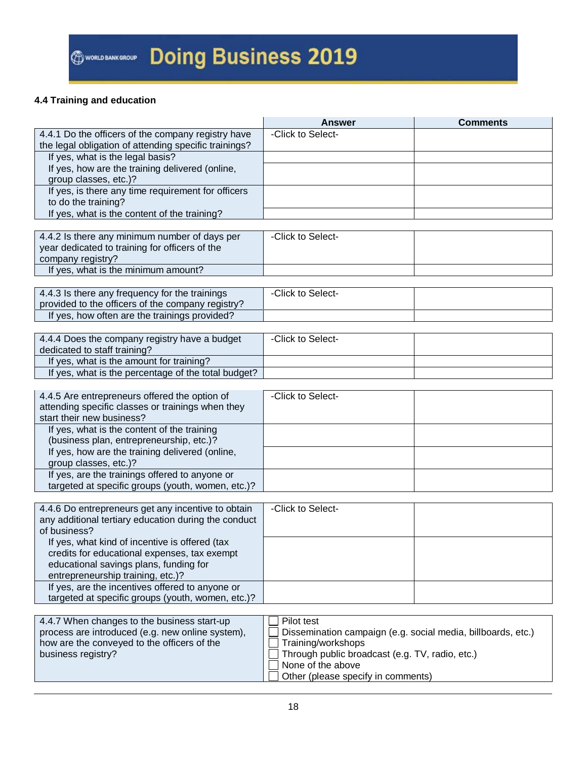### 4.4 Training and education

| | Answer | Comments |
|---|---|---|
| 4.4.1 Do the officers of the company registry have the legal obligation of attending specific trainings? | -Click to Select- | |
| If yes, what is the legal basis? | | |
| If yes, how are the training delivered (online, group classes, etc.)? | | |
| If yes, is there any time requirement for officers to do the training? | | |
| If yes, what is the content of the training? | | |
| 4.4.2 Is there any minimum number of days per year dedicated to training for officers of the company registry? | -Click to Select- | |
| If yes, what is the minimum amount? | | |
| 4.4.3 Is there any frequency for the trainings provided to the officers of the company registry? | -Click to Select- | |
| If yes, how often are the trainings provided? | | |
| 4.4.4 Does the company registry have a budget dedicated to staff training? | -Click to Select- | |
| If yes, what is the amount for training? | | |
| If yes, what is the percentage of the total budget? | | |
| 4.4.5 Are entrepreneurs offered the option of attending specific classes or trainings when they start their new business? | -Click to Select- | |
| If yes, what is the content of the training (business plan, entrepreneurship, etc.)? | | |
| If yes, how are the training delivered (online, group classes, etc.)? | | |
| If yes, are the trainings offered to anyone or targeted at specific groups (youth, women, etc.)? | | |
| 4.4.6 Do entrepreneurs get any incentive to obtain any additional tertiary education during the conduct of business? | -Click to Select- | |
| If yes, what kind of incentive is offered (tax credits for educational expenses, tax exempt educational savings plans, funding for entrepreneurship training, etc.)? | | |
| If yes, are the incentives offered to anyone or targeted at specific groups (youth, women, etc.)? | | |

| | |
|---|---|
| 4.4.7 When changes to the business start-up process are introduced (e.g. new online system), how are the conveyed to the officers of the business registry? | ☐ Pilot test<br>☐ Dissemination campaign (e.g. social media, billboards, etc.)<br>☐ Training/workshops<br>☐ Through public broadcast (e.g. TV, radio, etc.)<br>☐ None of the above<br>☐ Other (please specify in comments) |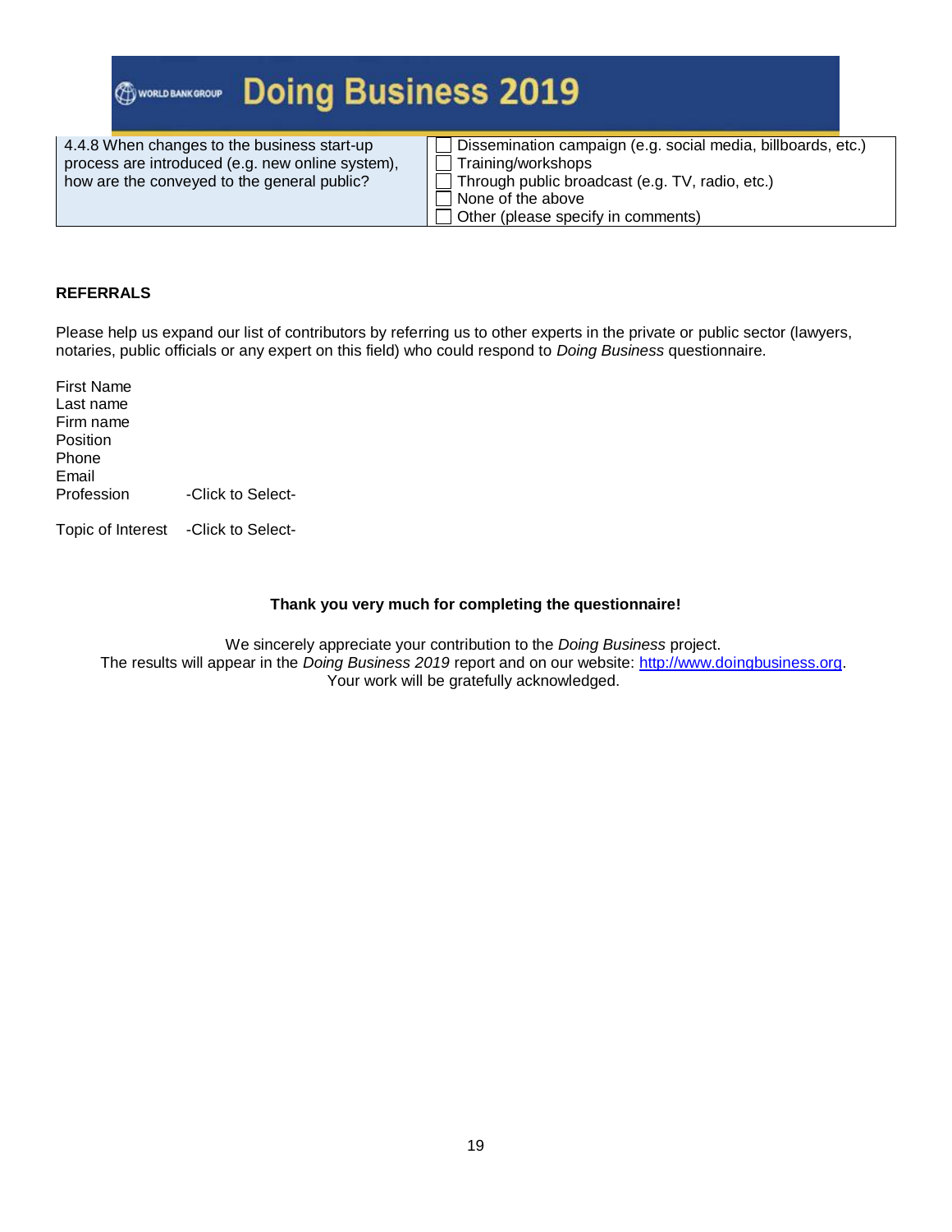| | |
|---|---|
| 4.4.8 When changes to the business start-up process are introduced (e.g. new online system), how are the conveyed to the general public? | ☐ Dissemination campaign (e.g. social media, billboards, etc.)<br>☐ Training/workshops<br>☐ Through public broadcast (e.g. TV, radio, etc.)<br>☐ None of the above<br>☐ Other (please specify in comments) |

**REFERRALS**

Please help us expand our list of contributors by referring us to other experts in the private or public sector (lawyers, notaries, public officials or any expert on this field) who could respond to *Doing Business* questionnaire.

First Name
Last name
Firm name
Position
Phone
Email
Profession -Click to Select-

Topic of Interest -Click to Select-

**Thank you very much for completing the questionnaire!**

We sincerely appreciate your contribution to the *Doing Business* project.
The results will appear in the *Doing Business 2019* report and on our website: http://www.doingbusiness.org.
Your work will be gratefully acknowledged.